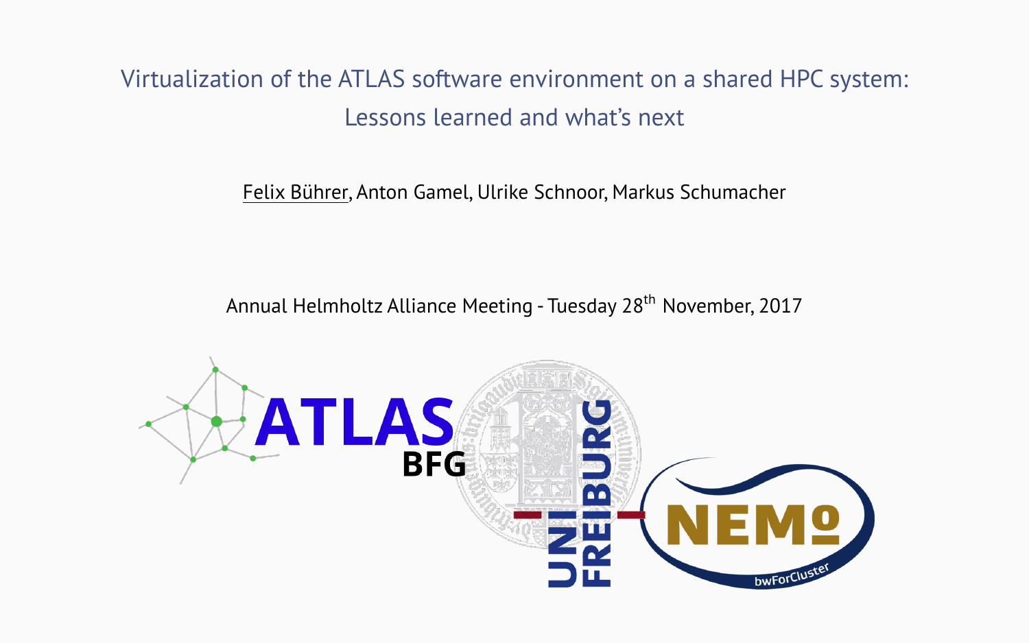# Virtualization of the ATLAS software environment on a shared HPC system: Lessons learned and what's next

Felix Bührer, Anton Gamel, Ulrike Schnoor, Markus Schumacher

Annual Helmholtz Alliance Meeting - Tuesday 28th November, 2017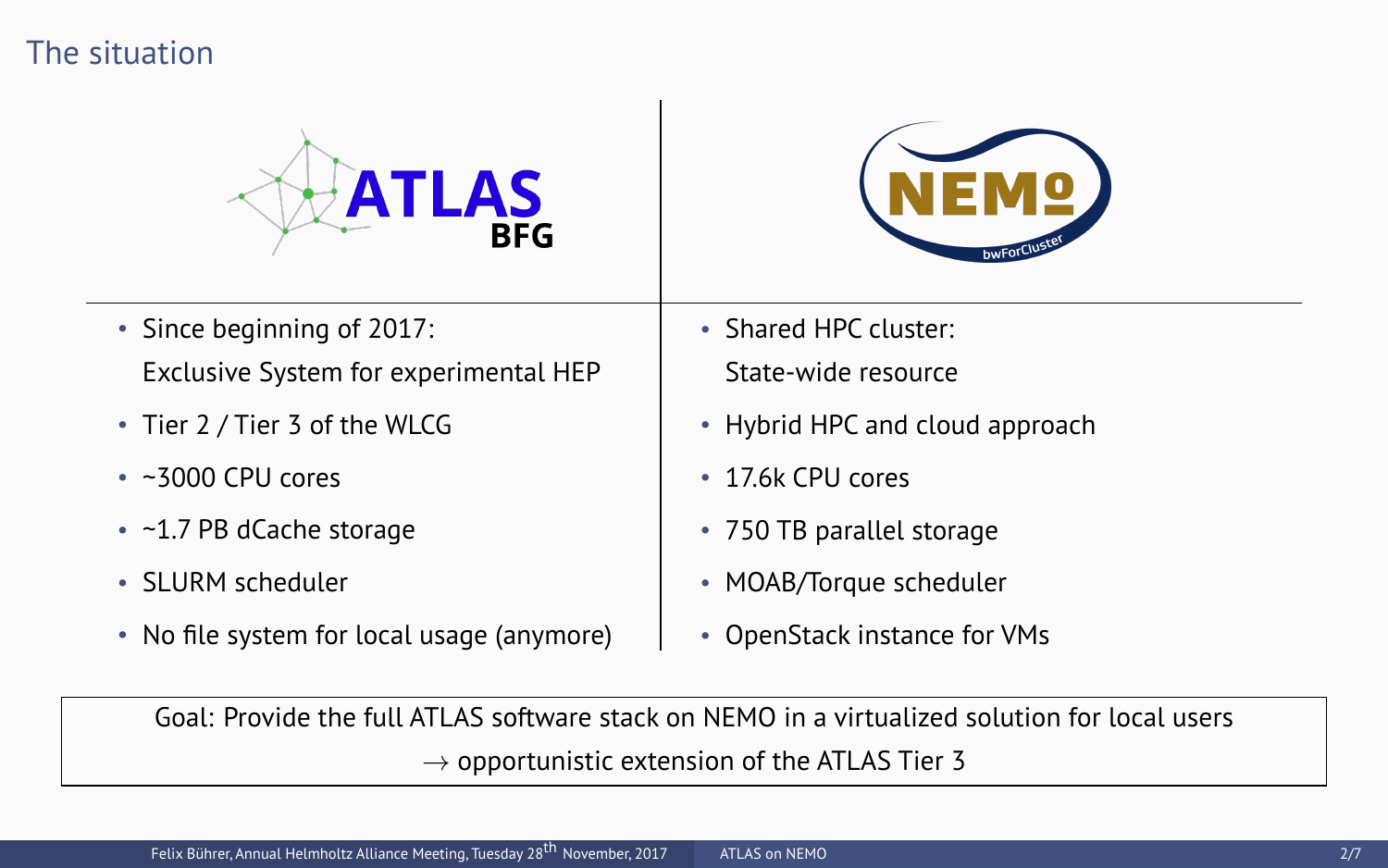# The situation

## ATLAS BFG

- Since beginning of 2017:
  Exclusive System for experimental HEP
- Tier 2 / Tier 3 of the WLCG
- ~3000 CPU cores
- ~1.7 PB dCache storage
- SLURM scheduler
- No file system for local usage (anymore)

## NEMO bwForCluster

- Shared HPC cluster:
  State-wide resource
- Hybrid HPC and cloud approach
- 17.6k CPU cores
- 750 TB parallel storage
- MOAB/Torque scheduler
- OpenStack instance for VMs

Goal: Provide the full ATLAS software stack on NEMO in a virtualized solution for local users
$\rightarrow$ opportunistic extension of the ATLAS Tier 3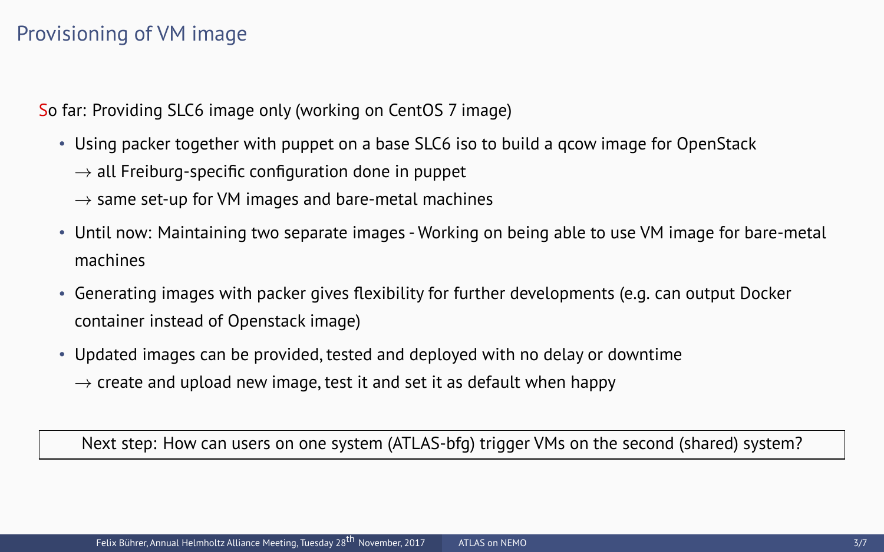# Provisioning of VM image

So far: Providing SLC6 image only (working on CentOS 7 image)

- Using packer together with puppet on a base SLC6 iso to build a qcow image for OpenStack
  $\rightarrow$ all Freiburg-specific configuration done in puppet
  $\rightarrow$ same set-up for VM images and bare-metal machines
- Until now: Maintaining two separate images - Working on being able to use VM image for bare-metal machines
- Generating images with packer gives flexibility for further developments (e.g. can output Docker container instead of Openstack image)
- Updated images can be provided, tested and deployed with no delay or downtime
  $\rightarrow$ create and upload new image, test it and set it as default when happy

Next step: How can users on one system (ATLAS-bfg) trigger VMs on the second (shared) system?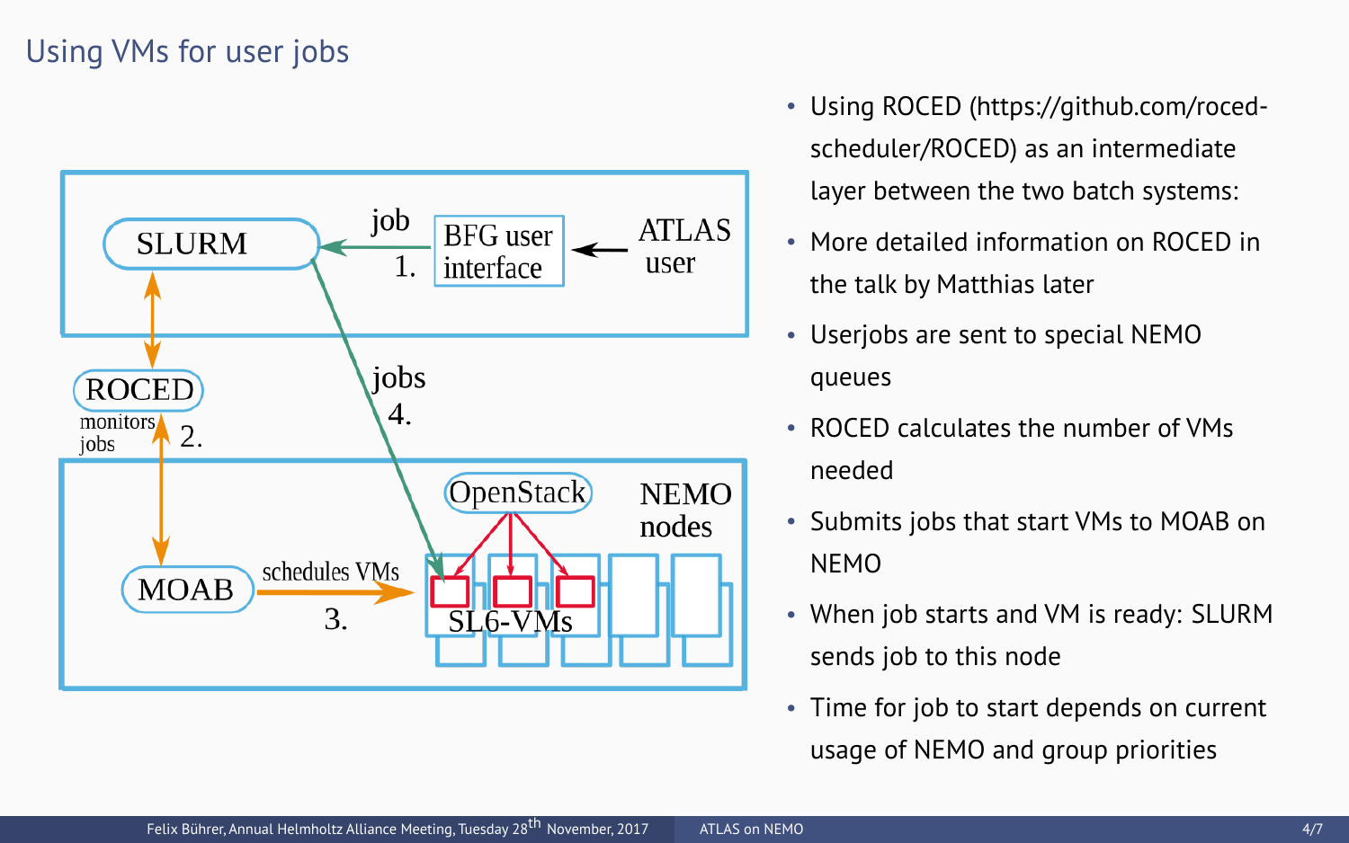# Using VMs for user jobs

- Using ROCED (https://github.com/roced-scheduler/ROCED) as an intermediate layer between the two batch systems:
- More detailed information on ROCED in the talk by Matthias later
- Userjobs are sent to special NEMO queues
- ROCED calculates the number of VMs needed
- Submits jobs that start VMs to MOAB on NEMO
- When job starts and VM is ready: SLURM sends job to this node
- Time for job to start depends on current usage of NEMO and group priorities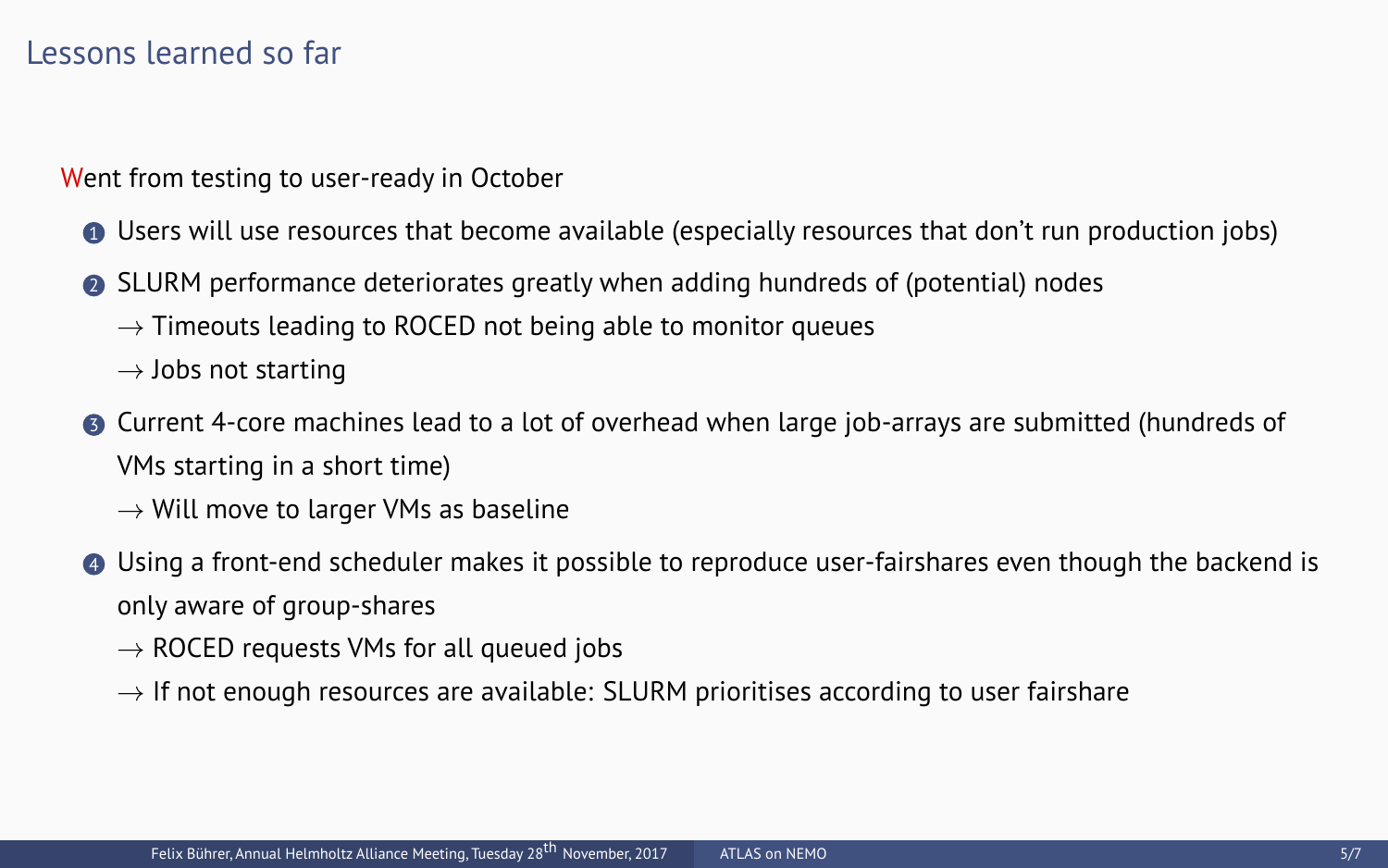## Lessons learned so far

Went from testing to user-ready in October

1. Users will use resources that become available (especially resources that don't run production jobs)
2. SLURM performance deteriorates greatly when adding hundreds of (potential) nodes
   - → Timeouts leading to ROCED not being able to monitor queues
   - → Jobs not starting
3. Current 4-core machines lead to a lot of overhead when large job-arrays are submitted (hundreds of VMs starting in a short time)
   - → Will move to larger VMs as baseline
4. Using a front-end scheduler makes it possible to reproduce user-fairshares even though the backend is only aware of group-shares
   - → ROCED requests VMs for all queued jobs
   - → If not enough resources are available: SLURM prioritises according to user fairshare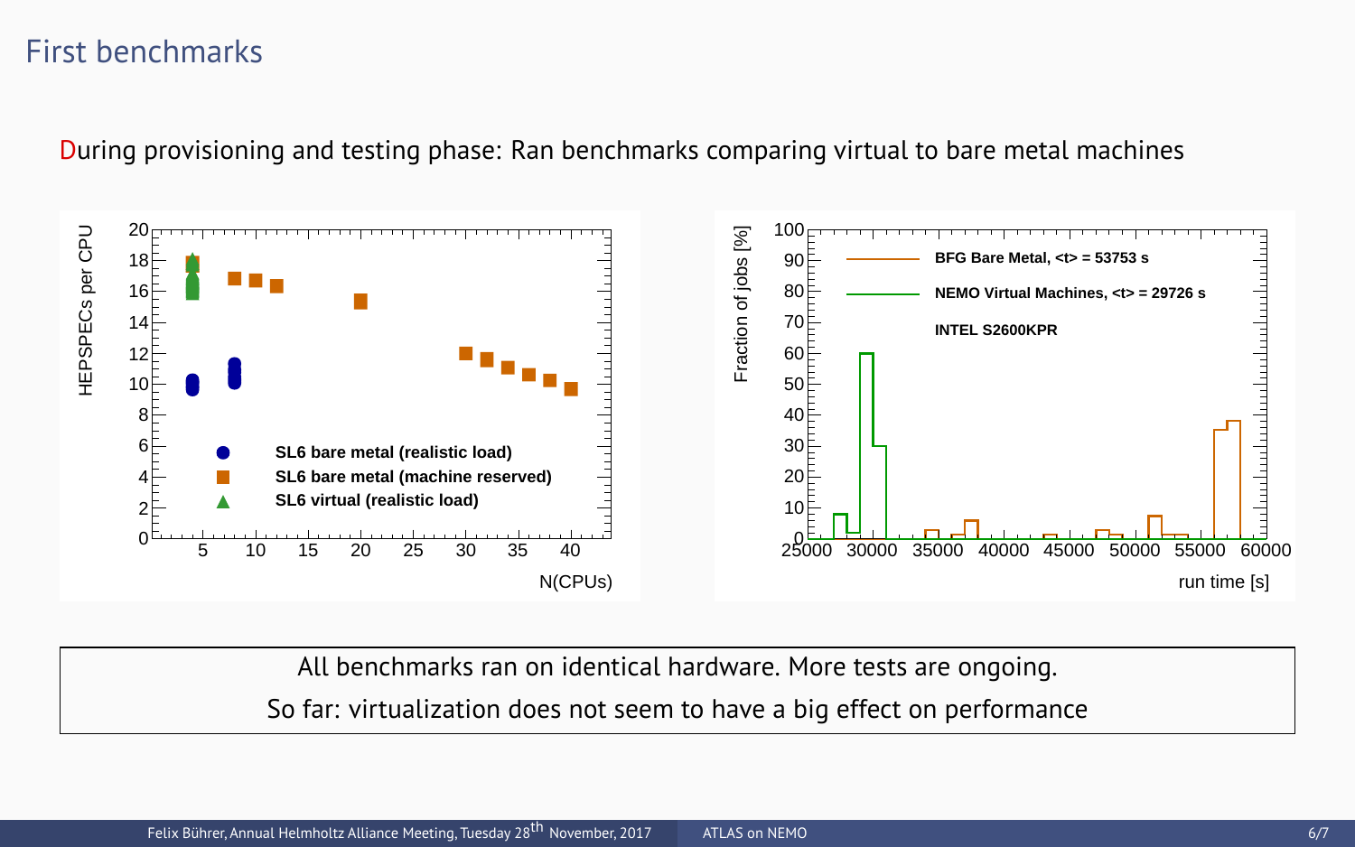# First benchmarks

During provisioning and testing phase: Ran benchmarks comparing virtual to bare metal machines

All benchmarks ran on identical hardware. More tests are ongoing.

So far: virtualization does not seem to have a big effect on performance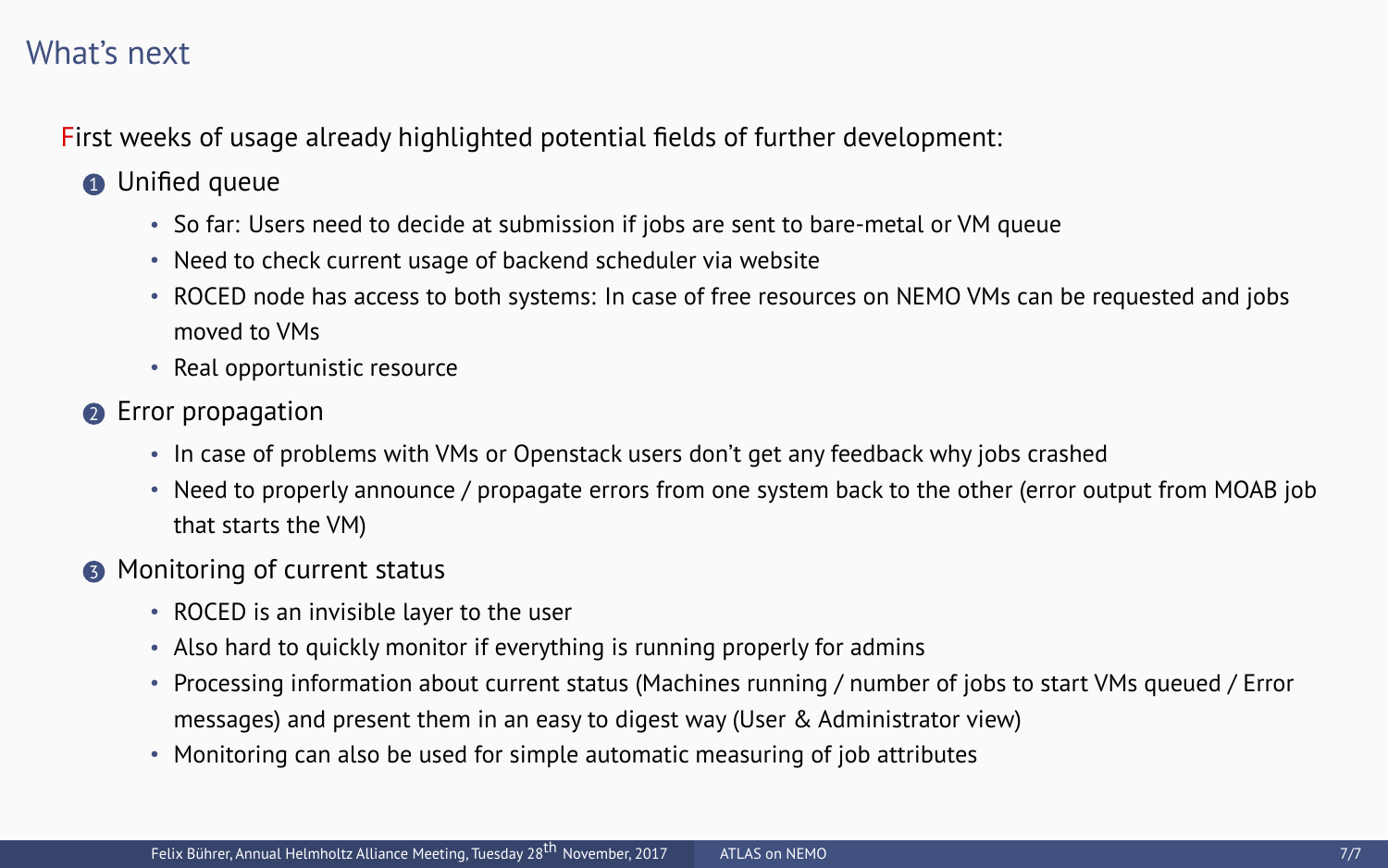# What's next

First weeks of usage already highlighted potential fields of further development:

1. Unified queue
   - So far: Users need to decide at submission if jobs are sent to bare-metal or VM queue
   - Need to check current usage of backend scheduler via website
   - ROCED node has access to both systems: In case of free resources on NEMO VMs can be requested and jobs moved to VMs
   - Real opportunistic resource
2. Error propagation
   - In case of problems with VMs or Openstack users don't get any feedback why jobs crashed
   - Need to properly announce / propagate errors from one system back to the other (error output from MOAB job that starts the VM)
3. Monitoring of current status
   - ROCED is an invisible layer to the user
   - Also hard to quickly monitor if everything is running properly for admins
   - Processing information about current status (Machines running / number of jobs to start VMs queued / Error messages) and present them in an easy to digest way (User & Administrator view)
   - Monitoring can also be used for simple automatic measuring of job attributes